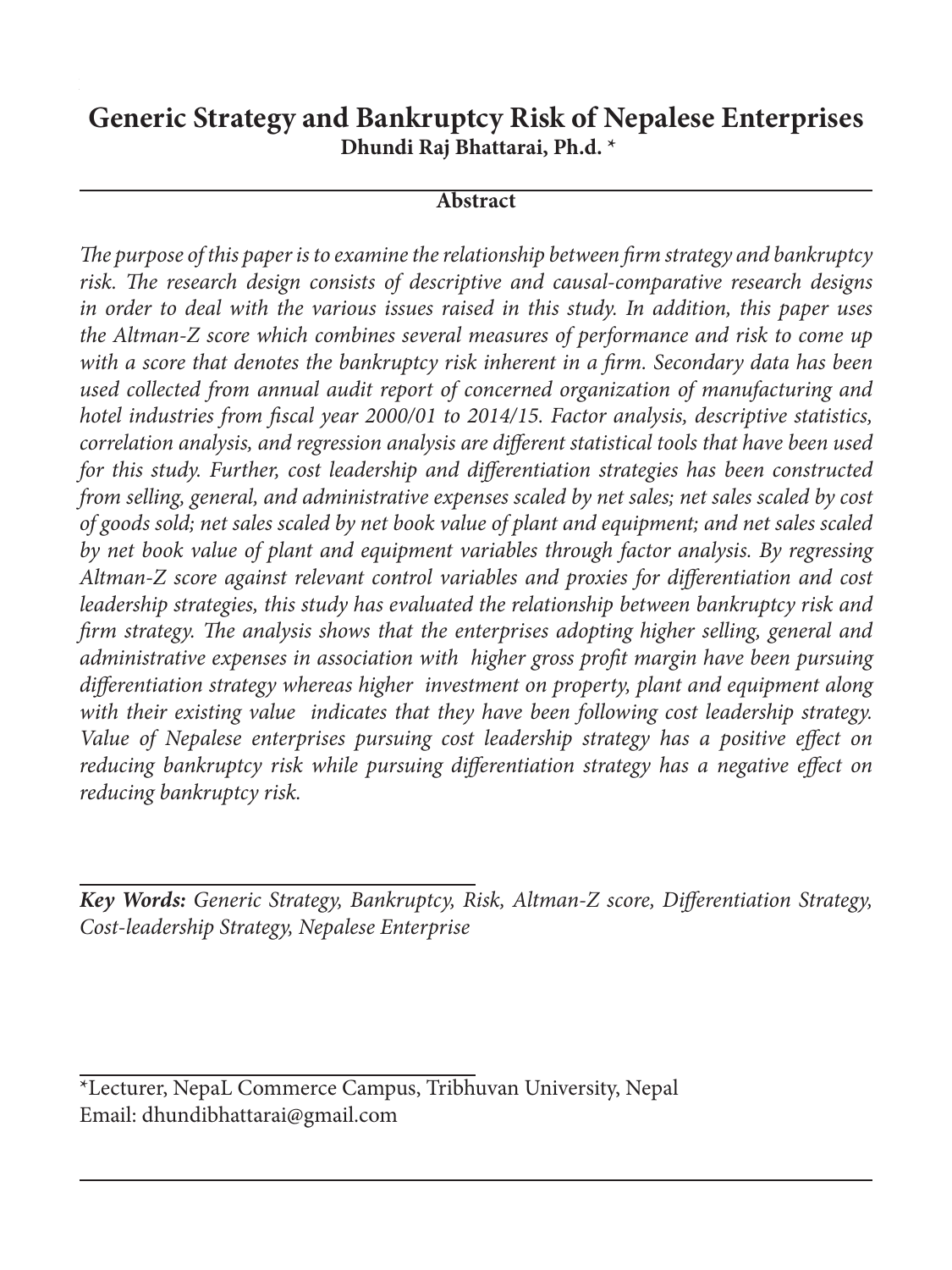# Generic Strategy and Bankruptcy Risk of Nepalese Enterprises

**Dhundi Raj Bhattarai, Ph.d. \***

## Abstract

*The purpose of this paper is to examine the relationship between firm strategy and bankruptcy risk. The research design consists of descriptive and causal-comparative research designs in order to deal with the various issues raised in this study. In addition, this paper uses the Altman-Z score which combines several measures of performance and risk to come up with a score that denotes the bankruptcy risk inherent in a firm. Secondary data has been used collected from annual audit report of concerned organization of manufacturing and hotel industries from fiscal year 2000/01 to 2014/15. Factor analysis, descriptive statistics, correlation analysis, and regression analysis are different statistical tools that have been used for this study. Further, cost leadership and differentiation strategies has been constructed from selling, general, and administrative expenses scaled by net sales; net sales scaled by cost of goods sold; net sales scaled by net book value of plant and equipment; and net sales scaled by net book value of plant and equipment variables through factor analysis. By regressing Altman-Z score against relevant control variables and proxies for differentiation and cost leadership strategies, this study has evaluated the relationship between bankruptcy risk and firm strategy. The analysis shows that the enterprises adopting higher selling, general and administrative expenses in association with higher gross profit margin have been pursuing differentiation strategy whereas higher investment on property, plant and equipment along with their existing value indicates that they have been following cost leadership strategy. Value of Nepalese enterprises pursuing cost leadership strategy has a positive effect on reducing bankruptcy risk while pursuing differentiation strategy has a negative effect on reducing bankruptcy risk.*

***Key Words:*** *Generic Strategy, Bankruptcy, Risk, Altman-Z score, Differentiation Strategy, Cost-leadership Strategy, Nepalese Enterprise*

\*Lecturer, NepaL Commerce Campus, Tribhuvan University, Nepal
Email: dhundibhattarai@gmail.com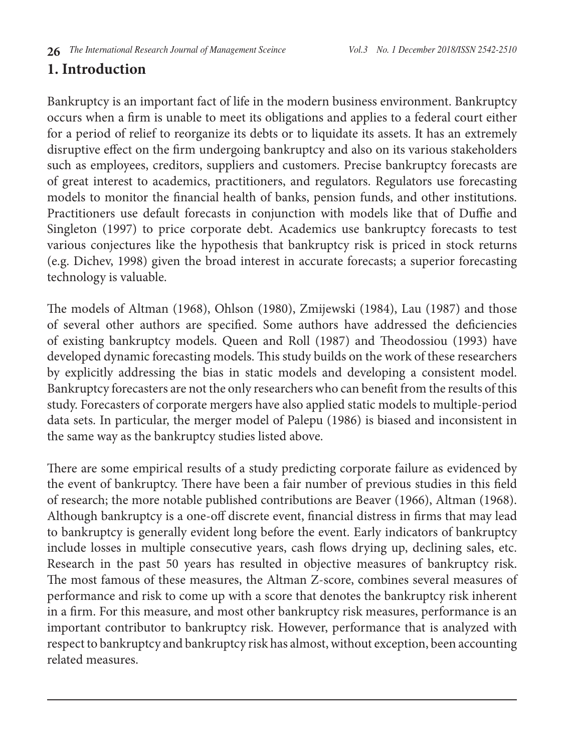# 1. Introduction

Bankruptcy is an important fact of life in the modern business environment. Bankruptcy occurs when a firm is unable to meet its obligations and applies to a federal court either for a period of relief to reorganize its debts or to liquidate its assets. It has an extremely disruptive effect on the firm undergoing bankruptcy and also on its various stakeholders such as employees, creditors, suppliers and customers. Precise bankruptcy forecasts are of great interest to academics, practitioners, and regulators. Regulators use forecasting models to monitor the financial health of banks, pension funds, and other institutions. Practitioners use default forecasts in conjunction with models like that of Duffie and Singleton (1997) to price corporate debt. Academics use bankruptcy forecasts to test various conjectures like the hypothesis that bankruptcy risk is priced in stock returns (e.g. Dichev, 1998) given the broad interest in accurate forecasts; a superior forecasting technology is valuable.

The models of Altman (1968), Ohlson (1980), Zmijewski (1984), Lau (1987) and those of several other authors are specified. Some authors have addressed the deficiencies of existing bankruptcy models. Queen and Roll (1987) and Theodossiou (1993) have developed dynamic forecasting models. This study builds on the work of these researchers by explicitly addressing the bias in static models and developing a consistent model. Bankruptcy forecasters are not the only researchers who can benefit from the results of this study. Forecasters of corporate mergers have also applied static models to multiple-period data sets. In particular, the merger model of Palepu (1986) is biased and inconsistent in the same way as the bankruptcy studies listed above.

There are some empirical results of a study predicting corporate failure as evidenced by the event of bankruptcy. There have been a fair number of previous studies in this field of research; the more notable published contributions are Beaver (1966), Altman (1968). Although bankruptcy is a one-off discrete event, financial distress in firms that may lead to bankruptcy is generally evident long before the event. Early indicators of bankruptcy include losses in multiple consecutive years, cash flows drying up, declining sales, etc. Research in the past 50 years has resulted in objective measures of bankruptcy risk. The most famous of these measures, the Altman Z-score, combines several measures of performance and risk to come up with a score that denotes the bankruptcy risk inherent in a firm. For this measure, and most other bankruptcy risk measures, performance is an important contributor to bankruptcy risk. However, performance that is analyzed with respect to bankruptcy and bankruptcy risk has almost, without exception, been accounting related measures.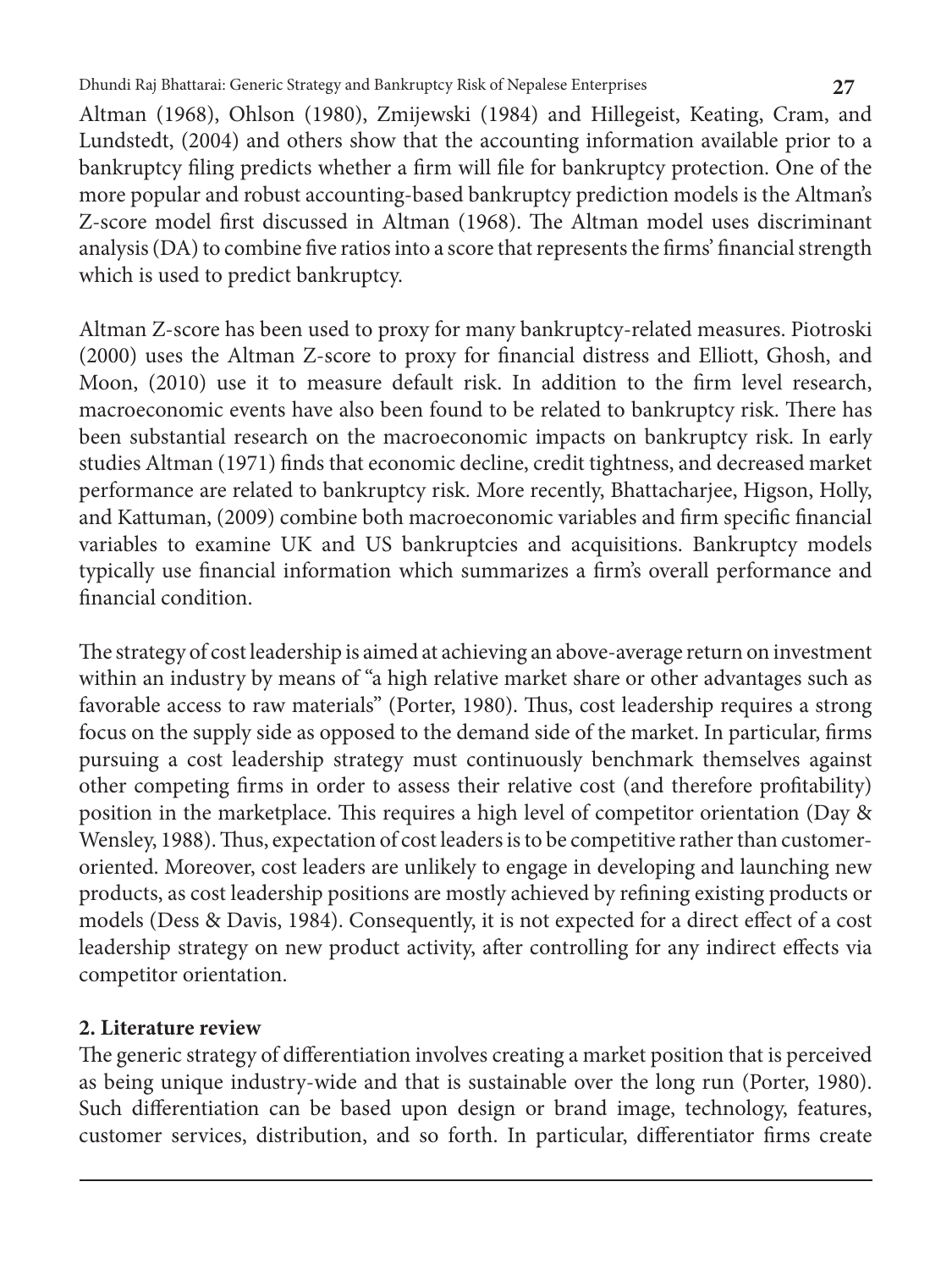Altman (1968), Ohlson (1980), Zmijewski (1984) and Hillegeist, Keating, Cram, and Lundstedt, (2004) and others show that the accounting information available prior to a bankruptcy filing predicts whether a firm will file for bankruptcy protection. One of the more popular and robust accounting-based bankruptcy prediction models is the Altman's Z-score model first discussed in Altman (1968). The Altman model uses discriminant analysis (DA) to combine five ratios into a score that represents the firms' financial strength which is used to predict bankruptcy.

Altman Z-score has been used to proxy for many bankruptcy-related measures. Piotroski (2000) uses the Altman Z-score to proxy for financial distress and Elliott, Ghosh, and Moon, (2010) use it to measure default risk. In addition to the firm level research, macroeconomic events have also been found to be related to bankruptcy risk. There has been substantial research on the macroeconomic impacts on bankruptcy risk. In early studies Altman (1971) finds that economic decline, credit tightness, and decreased market performance are related to bankruptcy risk. More recently, Bhattacharjee, Higson, Holly, and Kattuman, (2009) combine both macroeconomic variables and firm specific financial variables to examine UK and US bankruptcies and acquisitions. Bankruptcy models typically use financial information which summarizes a firm's overall performance and financial condition.

The strategy of cost leadership is aimed at achieving an above-average return on investment within an industry by means of "a high relative market share or other advantages such as favorable access to raw materials" (Porter, 1980). Thus, cost leadership requires a strong focus on the supply side as opposed to the demand side of the market. In particular, firms pursuing a cost leadership strategy must continuously benchmark themselves against other competing firms in order to assess their relative cost (and therefore profitability) position in the marketplace. This requires a high level of competitor orientation (Day & Wensley, 1988). Thus, expectation of cost leaders is to be competitive rather than customer-oriented. Moreover, cost leaders are unlikely to engage in developing and launching new products, as cost leadership positions are mostly achieved by refining existing products or models (Dess & Davis, 1984). Consequently, it is not expected for a direct effect of a cost leadership strategy on new product activity, after controlling for any indirect effects via competitor orientation.

## 2. Literature review

The generic strategy of differentiation involves creating a market position that is perceived as being unique industry-wide and that is sustainable over the long run (Porter, 1980). Such differentiation can be based upon design or brand image, technology, features, customer services, distribution, and so forth. In particular, differentiator firms create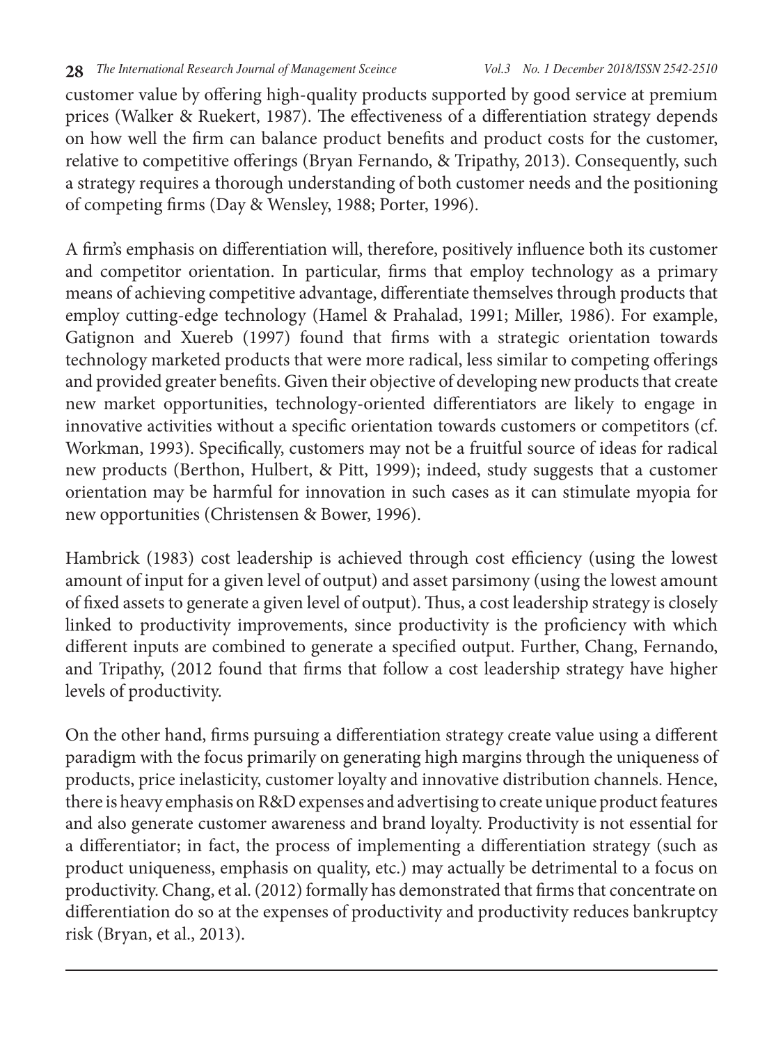customer value by offering high-quality products supported by good service at premium prices (Walker & Ruekert, 1987). The effectiveness of a differentiation strategy depends on how well the firm can balance product benefits and product costs for the customer, relative to competitive offerings (Bryan Fernando, & Tripathy, 2013). Consequently, such a strategy requires a thorough understanding of both customer needs and the positioning of competing firms (Day & Wensley, 1988; Porter, 1996).

A firm's emphasis on differentiation will, therefore, positively influence both its customer and competitor orientation. In particular, firms that employ technology as a primary means of achieving competitive advantage, differentiate themselves through products that employ cutting-edge technology (Hamel & Prahalad, 1991; Miller, 1986). For example, Gatignon and Xuereb (1997) found that firms with a strategic orientation towards technology marketed products that were more radical, less similar to competing offerings and provided greater benefits. Given their objective of developing new products that create new market opportunities, technology-oriented differentiators are likely to engage in innovative activities without a specific orientation towards customers or competitors (cf. Workman, 1993). Specifically, customers may not be a fruitful source of ideas for radical new products (Berthon, Hulbert, & Pitt, 1999); indeed, study suggests that a customer orientation may be harmful for innovation in such cases as it can stimulate myopia for new opportunities (Christensen & Bower, 1996).

Hambrick (1983) cost leadership is achieved through cost efficiency (using the lowest amount of input for a given level of output) and asset parsimony (using the lowest amount of fixed assets to generate a given level of output). Thus, a cost leadership strategy is closely linked to productivity improvements, since productivity is the proficiency with which different inputs are combined to generate a specified output. Further, Chang, Fernando, and Tripathy, (2012 found that firms that follow a cost leadership strategy have higher levels of productivity.

On the other hand, firms pursuing a differentiation strategy create value using a different paradigm with the focus primarily on generating high margins through the uniqueness of products, price inelasticity, customer loyalty and innovative distribution channels. Hence, there is heavy emphasis on R&D expenses and advertising to create unique product features and also generate customer awareness and brand loyalty. Productivity is not essential for a differentiator; in fact, the process of implementing a differentiation strategy (such as product uniqueness, emphasis on quality, etc.) may actually be detrimental to a focus on productivity. Chang, et al. (2012) formally has demonstrated that firms that concentrate on differentiation do so at the expenses of productivity and productivity reduces bankruptcy risk (Bryan, et al., 2013).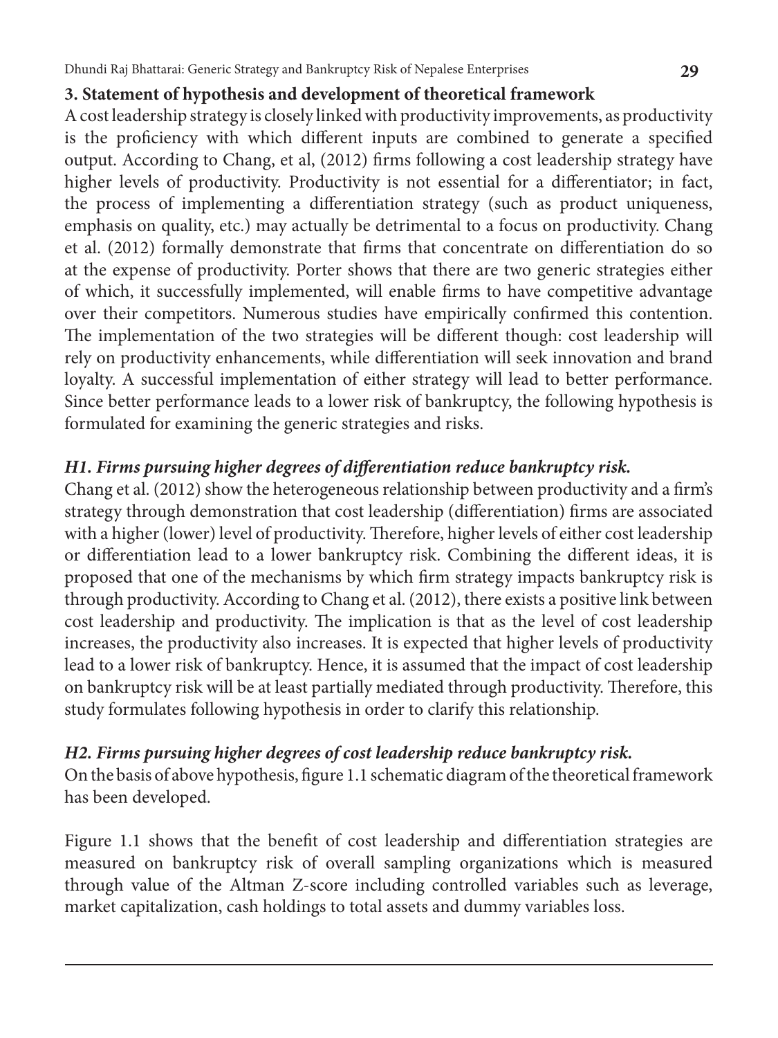### 3. Statement of hypothesis and development of theoretical framework

A cost leadership strategy is closely linked with productivity improvements, as productivity is the proficiency with which different inputs are combined to generate a specified output. According to Chang, et al, (2012) firms following a cost leadership strategy have higher levels of productivity. Productivity is not essential for a differentiator; in fact, the process of implementing a differentiation strategy (such as product uniqueness, emphasis on quality, etc.) may actually be detrimental to a focus on productivity. Chang et al. (2012) formally demonstrate that firms that concentrate on differentiation do so at the expense of productivity. Porter shows that there are two generic strategies either of which, it successfully implemented, will enable firms to have competitive advantage over their competitors. Numerous studies have empirically confirmed this contention. The implementation of the two strategies will be different though: cost leadership will rely on productivity enhancements, while differentiation will seek innovation and brand loyalty. A successful implementation of either strategy will lead to better performance. Since better performance leads to a lower risk of bankruptcy, the following hypothesis is formulated for examining the generic strategies and risks.

***H1. Firms pursuing higher degrees of differentiation reduce bankruptcy risk.***

Chang et al. (2012) show the heterogeneous relationship between productivity and a firm's strategy through demonstration that cost leadership (differentiation) firms are associated with a higher (lower) level of productivity. Therefore, higher levels of either cost leadership or differentiation lead to a lower bankruptcy risk. Combining the different ideas, it is proposed that one of the mechanisms by which firm strategy impacts bankruptcy risk is through productivity. According to Chang et al. (2012), there exists a positive link between cost leadership and productivity. The implication is that as the level of cost leadership increases, the productivity also increases. It is expected that higher levels of productivity lead to a lower risk of bankruptcy. Hence, it is assumed that the impact of cost leadership on bankruptcy risk will be at least partially mediated through productivity. Therefore, this study formulates following hypothesis in order to clarify this relationship.

***H2. Firms pursuing higher degrees of cost leadership reduce bankruptcy risk.***

On the basis of above hypothesis, figure 1.1 schematic diagram of the theoretical framework has been developed.

Figure 1.1 shows that the benefit of cost leadership and differentiation strategies are measured on bankruptcy risk of overall sampling organizations which is measured through value of the Altman Z-score including controlled variables such as leverage, market capitalization, cash holdings to total assets and dummy variables loss.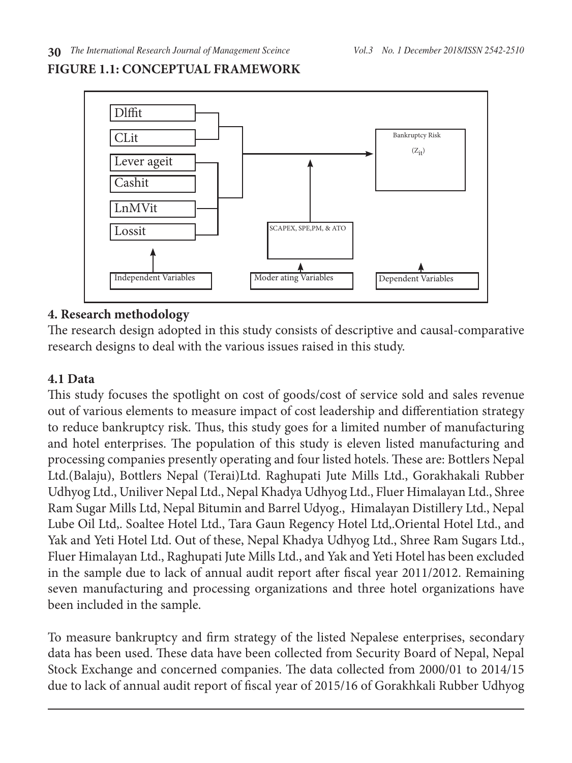**FIGURE 1.1: CONCEPTUAL FRAMEWORK**

Dlffit

CLit

Lever ageit

Cashit

LnMVit

Lossit

Bankruptcy Risk

($Z_{it}$)

SCAPEX, SPE,PM, & ATO

Independent Variables

Moder ating Variables

Dependent Variables

## 4. Research methodology

The research design adopted in this study consists of descriptive and causal-comparative research designs to deal with the various issues raised in this study.

### 4.1 Data

This study focuses the spotlight on cost of goods/cost of service sold and sales revenue out of various elements to measure impact of cost leadership and differentiation strategy to reduce bankruptcy risk. Thus, this study goes for a limited number of manufacturing and hotel enterprises. The population of this study is eleven listed manufacturing and processing companies presently operating and four listed hotels. These are: Bottlers Nepal Ltd.(Balaju), Bottlers Nepal (Terai)Ltd. Raghupati Jute Mills Ltd., Gorakhakali Rubber Udhyog Ltd., Uniliver Nepal Ltd., Nepal Khadya Udhyog Ltd., Fluer Himalayan Ltd., Shree Ram Sugar Mills Ltd, Nepal Bitumin and Barrel Udyog., Himalayan Distillery Ltd., Nepal Lube Oil Ltd,. Soaltee Hotel Ltd., Tara Gaun Regency Hotel Ltd,.Oriental Hotel Ltd., and Yak and Yeti Hotel Ltd. Out of these, Nepal Khadya Udhyog Ltd., Shree Ram Sugars Ltd., Fluer Himalayan Ltd., Raghupati Jute Mills Ltd., and Yak and Yeti Hotel has been excluded in the sample due to lack of annual audit report after fiscal year 2011/2012. Remaining seven manufacturing and processing organizations and three hotel organizations have been included in the sample.

To measure bankruptcy and firm strategy of the listed Nepalese enterprises, secondary data has been used. These data have been collected from Security Board of Nepal, Nepal Stock Exchange and concerned companies. The data collected from 2000/01 to 2014/15 due to lack of annual audit report of fiscal year of 2015/16 of Gorakhkali Rubber Udhyog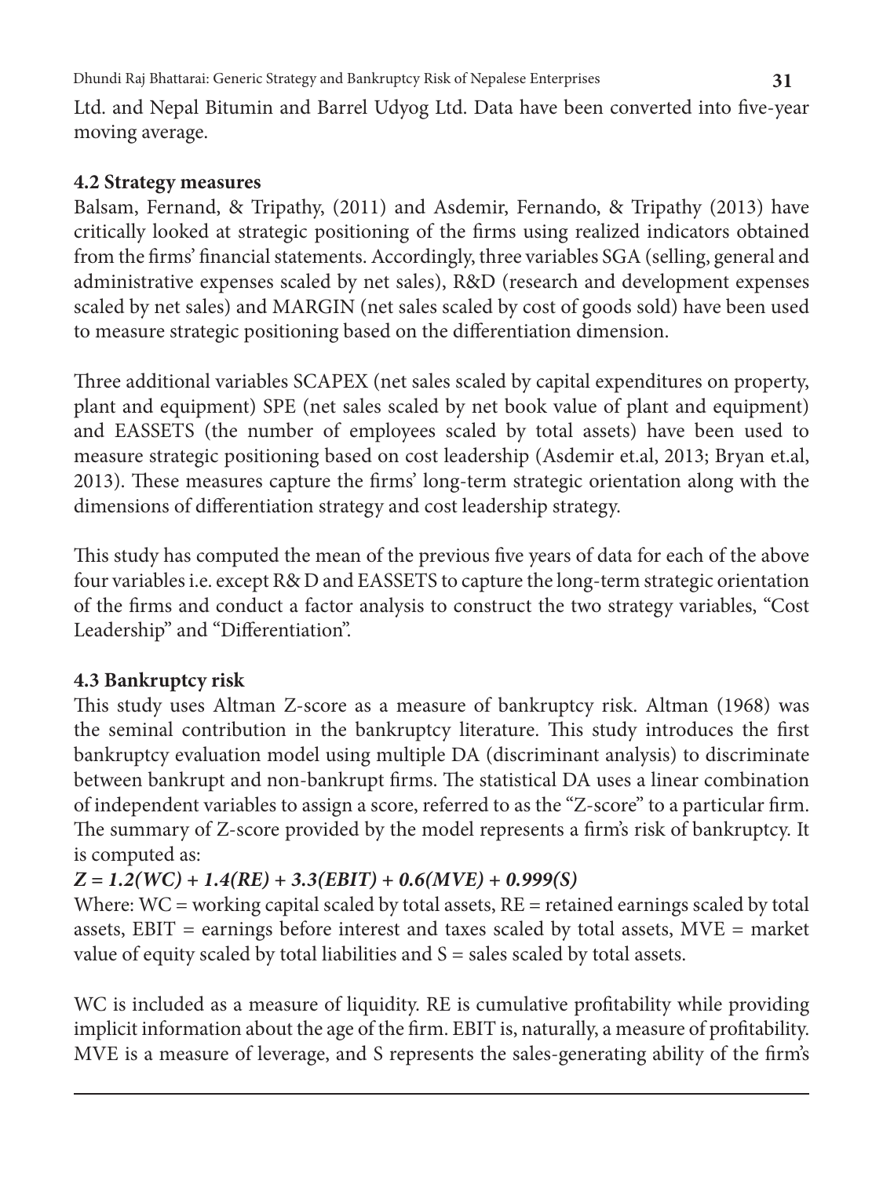Ltd. and Nepal Bitumin and Barrel Udyog Ltd. Data have been converted into five-year moving average.

### 4.2 Strategy measures

Balsam, Fernand, & Tripathy, (2011) and Asdemir, Fernando, & Tripathy (2013) have critically looked at strategic positioning of the firms using realized indicators obtained from the firms' financial statements. Accordingly, three variables SGA (selling, general and administrative expenses scaled by net sales), R&D (research and development expenses scaled by net sales) and MARGIN (net sales scaled by cost of goods sold) have been used to measure strategic positioning based on the differentiation dimension.

Three additional variables SCAPEX (net sales scaled by capital expenditures on property, plant and equipment) SPE (net sales scaled by net book value of plant and equipment) and EASSETS (the number of employees scaled by total assets) have been used to measure strategic positioning based on cost leadership (Asdemir et.al, 2013; Bryan et.al, 2013). These measures capture the firms' long-term strategic orientation along with the dimensions of differentiation strategy and cost leadership strategy.

This study has computed the mean of the previous five years of data for each of the above four variables i.e. except R& D and EASSETS to capture the long-term strategic orientation of the firms and conduct a factor analysis to construct the two strategy variables, "Cost Leadership" and "Differentiation".

### 4.3 Bankruptcy risk

This study uses Altman Z-score as a measure of bankruptcy risk. Altman (1968) was the seminal contribution in the bankruptcy literature. This study introduces the first bankruptcy evaluation model using multiple DA (discriminant analysis) to discriminate between bankrupt and non-bankrupt firms. The statistical DA uses a linear combination of independent variables to assign a score, referred to as the "Z-score" to a particular firm. The summary of Z-score provided by the model represents a firm's risk of bankruptcy. It is computed as:

$$Z = 1.2(WC) + 1.4(RE) + 3.3(EBIT) + 0.6(MVE) + 0.999(S)$$

Where: WC = working capital scaled by total assets, RE = retained earnings scaled by total assets, EBIT = earnings before interest and taxes scaled by total assets, MVE = market value of equity scaled by total liabilities and S = sales scaled by total assets.

WC is included as a measure of liquidity. RE is cumulative profitability while providing implicit information about the age of the firm. EBIT is, naturally, a measure of profitability. MVE is a measure of leverage, and S represents the sales-generating ability of the firm's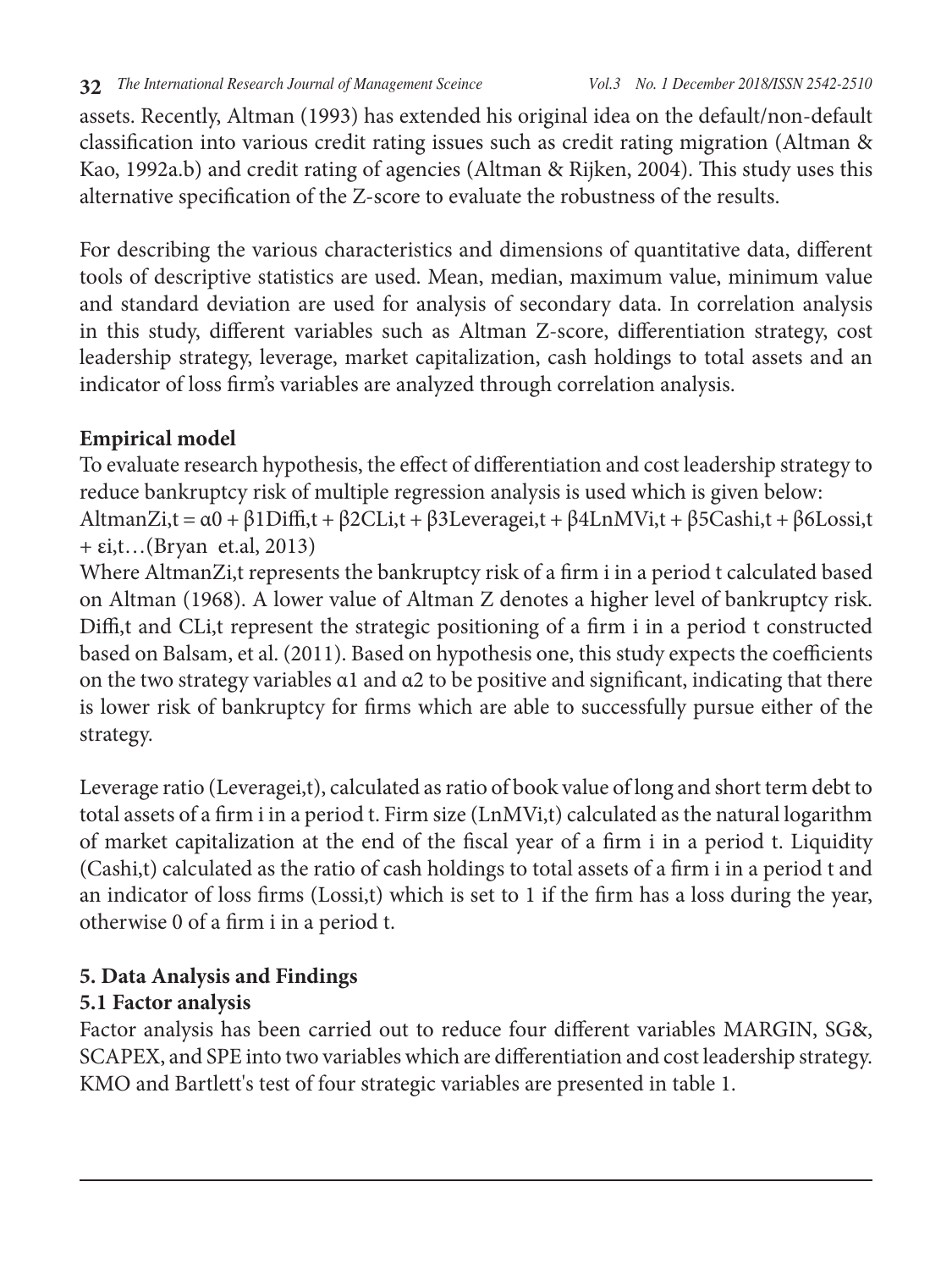assets. Recently, Altman (1993) has extended his original idea on the default/non-default classification into various credit rating issues such as credit rating migration (Altman & Kao, 1992a.b) and credit rating of agencies (Altman & Rijken, 2004). This study uses this alternative specification of the Z-score to evaluate the robustness of the results.

For describing the various characteristics and dimensions of quantitative data, different tools of descriptive statistics are used. Mean, median, maximum value, minimum value and standard deviation are used for analysis of secondary data. In correlation analysis in this study, different variables such as Altman Z-score, differentiation strategy, cost leadership strategy, leverage, market capitalization, cash holdings to total assets and an indicator of loss firm's variables are analyzed through correlation analysis.

**Empirical model**

To evaluate research hypothesis, the effect of differentiation and cost leadership strategy to reduce bankruptcy risk of multiple regression analysis is used which is given below:

$AltmanZ_{i,t} = \alpha 0 + \beta 1Diff_{i,t} + \beta 2CL_{i,t} + \beta 3Leverage_{i,t} + \beta 4LnMV_{i,t} + \beta 5Cash_{i,t} + \beta 6Loss_{i,t} + \varepsilon_{i,t}$…(Bryan et.al, 2013)

Where $AltmanZ_{i,t}$ represents the bankruptcy risk of a firm i in a period t calculated based on Altman (1968). A lower value of Altman Z denotes a higher level of bankruptcy risk. $Diff_{i,t}$ and $CL_{i,t}$ represent the strategic positioning of a firm i in a period t constructed based on Balsam, et al. (2011). Based on hypothesis one, this study expects the coefficients on the two strategy variables $\alpha 1$ and $\alpha 2$ to be positive and significant, indicating that there is lower risk of bankruptcy for firms which are able to successfully pursue either of the strategy.

Leverage ratio ($Leverage_{i,t}$), calculated as ratio of book value of long and short term debt to total assets of a firm i in a period t. Firm size ($LnMV_{i,t}$) calculated as the natural logarithm of market capitalization at the end of the fiscal year of a firm i in a period t. Liquidity ($Cash_{i,t}$) calculated as the ratio of cash holdings to total assets of a firm i in a period t and an indicator of loss firms ($Loss_{i,t}$) which is set to 1 if the firm has a loss during the year, otherwise 0 of a firm i in a period t.

## 5. Data Analysis and Findings

### 5.1 Factor analysis

Factor analysis has been carried out to reduce four different variables MARGIN, SG&, SCAPEX, and SPE into two variables which are differentiation and cost leadership strategy. KMO and Bartlett's test of four strategic variables are presented in table 1.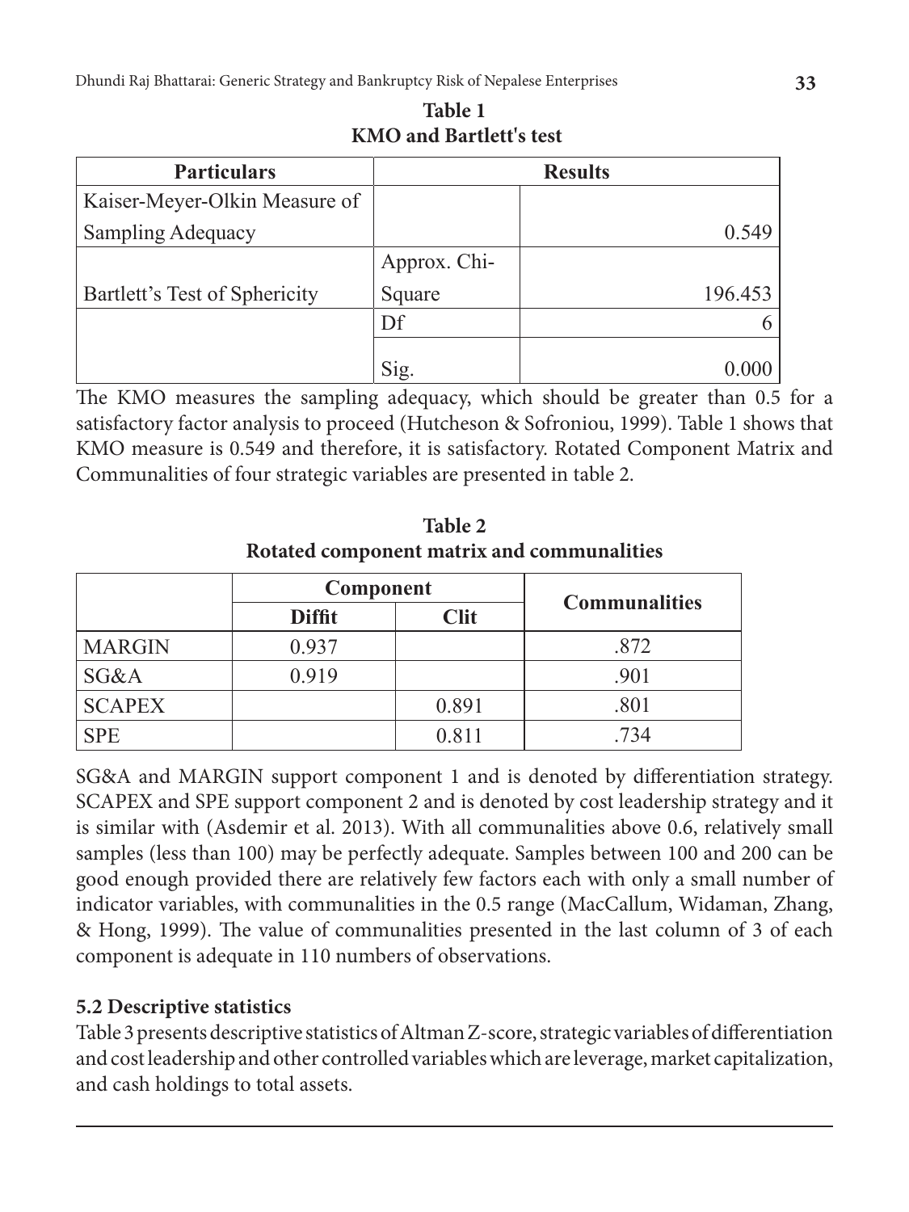**Table 1**
**KMO and Bartlett's test**

| Particulars | Results | |
|---|---|---|
| Kaiser-Meyer-Olkin Measure of Sampling Adequacy | | 0.549 |
| Bartlett's Test of Sphericity | Approx. Chi-Square | 196.453 |
| | Df | 6 |
| | Sig. | 0.000 |

The KMO measures the sampling adequacy, which should be greater than 0.5 for a satisfactory factor analysis to proceed (Hutcheson & Sofroniou, 1999). Table 1 shows that KMO measure is 0.549 and therefore, it is satisfactory. Rotated Component Matrix and Communalities of four strategic variables are presented in table 2.

**Table 2**
**Rotated component matrix and communalities**

| | Component | | Communalities |
|---|---|---|---|
| | Diffit | Clit | |
| MARGIN | 0.937 | | .872 |
| SG&A | 0.919 | | .901 |
| SCAPEX | | 0.891 | .801 |
| SPE | | 0.811 | .734 |

SG&A and MARGIN support component 1 and is denoted by differentiation strategy. SCAPEX and SPE support component 2 and is denoted by cost leadership strategy and it is similar with (Asdemir et al. 2013). With all communalities above 0.6, relatively small samples (less than 100) may be perfectly adequate. Samples between 100 and 200 can be good enough provided there are relatively few factors each with only a small number of indicator variables, with communalities in the 0.5 range (MacCallum, Widaman, Zhang, & Hong, 1999). The value of communalities presented in the last column of 3 of each component is adequate in 110 numbers of observations.

### 5.2 Descriptive statistics

Table 3 presents descriptive statistics of Altman Z-score, strategic variables of differentiation and cost leadership and other controlled variables which are leverage, market capitalization, and cash holdings to total assets.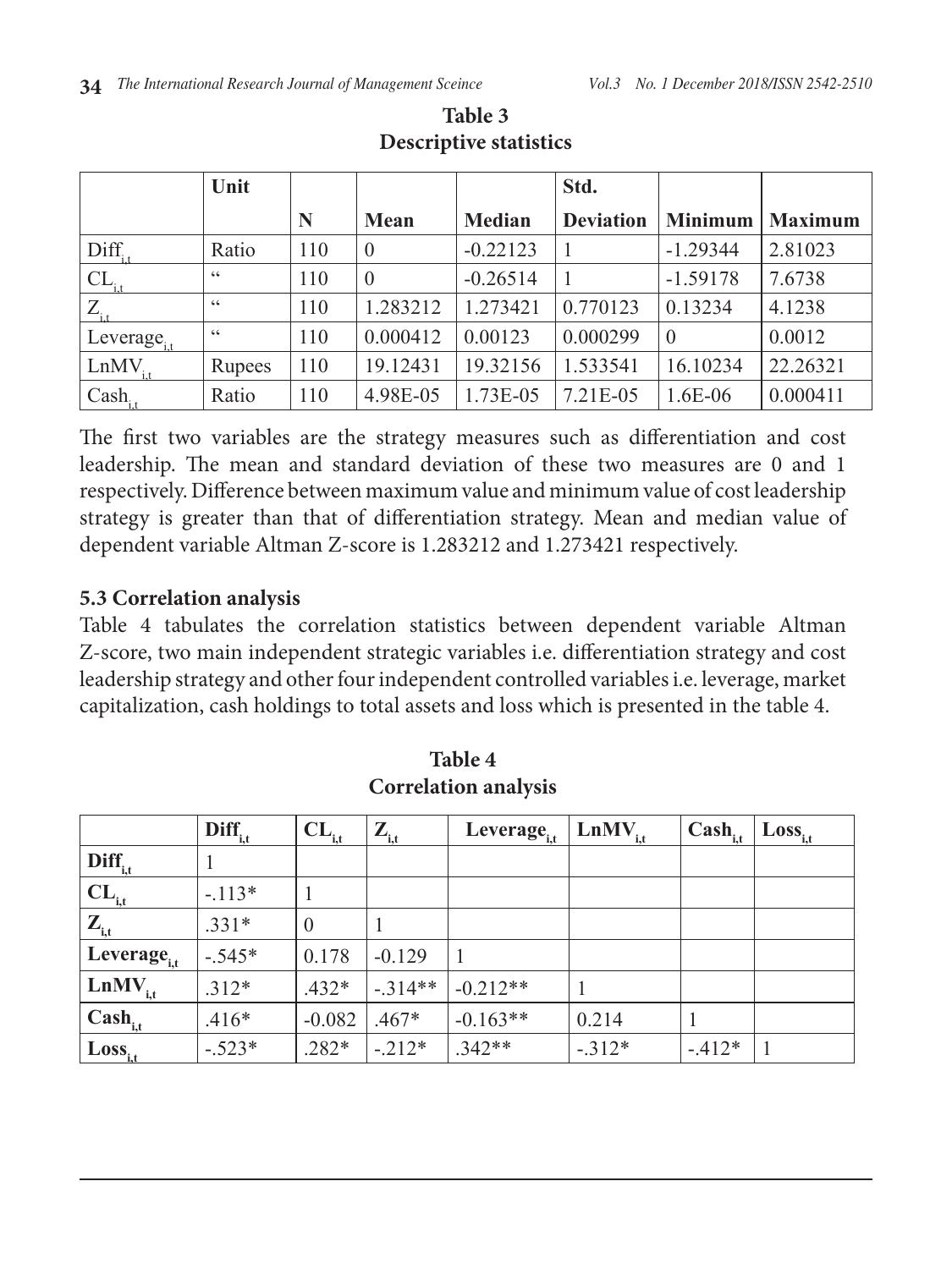**Table 3**
**Descriptive statistics**

| | Unit | N | Mean | Median | Std. Deviation | Minimum | Maximum |
|---|---|---|---|---|---|---|---|
| $Diff_{i,t}$ | Ratio | 110 | 0 | -0.22123 | 1 | -1.29344 | 2.81023 |
| $CL_{i,t}$ | " | 110 | 0 | -0.26514 | 1 | -1.59178 | 7.6738 |
| $Z_{i,t}$ | " | 110 | 1.283212 | 1.273421 | 0.770123 | 0.13234 | 4.1238 |
| $Leverage_{i,t}$ | " | 110 | 0.000412 | 0.00123 | 0.000299 | 0 | 0.0012 |
| $LnMV_{i,t}$ | Rupees | 110 | 19.12431 | 19.32156 | 1.533541 | 16.10234 | 22.26321 |
| $Cash_{i,t}$ | Ratio | 110 | 4.98E-05 | 1.73E-05 | 7.21E-05 | 1.6E-06 | 0.000411 |

The first two variables are the strategy measures such as differentiation and cost leadership. The mean and standard deviation of these two measures are 0 and 1 respectively. Difference between maximum value and minimum value of cost leadership strategy is greater than that of differentiation strategy. Mean and median value of dependent variable Altman Z-score is 1.283212 and 1.273421 respectively.

### 5.3 Correlation analysis

Table 4 tabulates the correlation statistics between dependent variable Altman Z-score, two main independent strategic variables i.e. differentiation strategy and cost leadership strategy and other four independent controlled variables i.e. leverage, market capitalization, cash holdings to total assets and loss which is presented in the table 4.

**Table 4**
**Correlation analysis**

| | $Diff_{i,t}$ | $CL_{i,t}$ | $Z_{i,t}$ | $Leverage_{i,t}$ | $LnMV_{i,t}$ | $Cash_{i,t}$ | $Loss_{i,t}$ |
|---|---|---|---|---|---|---|---|
| $Diff_{i,t}$ | 1 | | | | | | |
| $CL_{i,t}$ | -.113* | 1 | | | | | |
| $Z_{i,t}$ | .331* | 0 | 1 | | | | |
| $Leverage_{i,t}$ | -.545* | 0.178 | -0.129 | 1 | | | |
| $LnMV_{i,t}$ | .312* | .432* | -.314** | -0.212** | 1 | | |
| $Cash_{i,t}$ | .416* | -0.082 | .467* | -0.163** | 0.214 | 1 | |
| $Loss_{i,t}$ | -.523* | .282* | -.212* | .342** | -.312* | -.412* | 1 |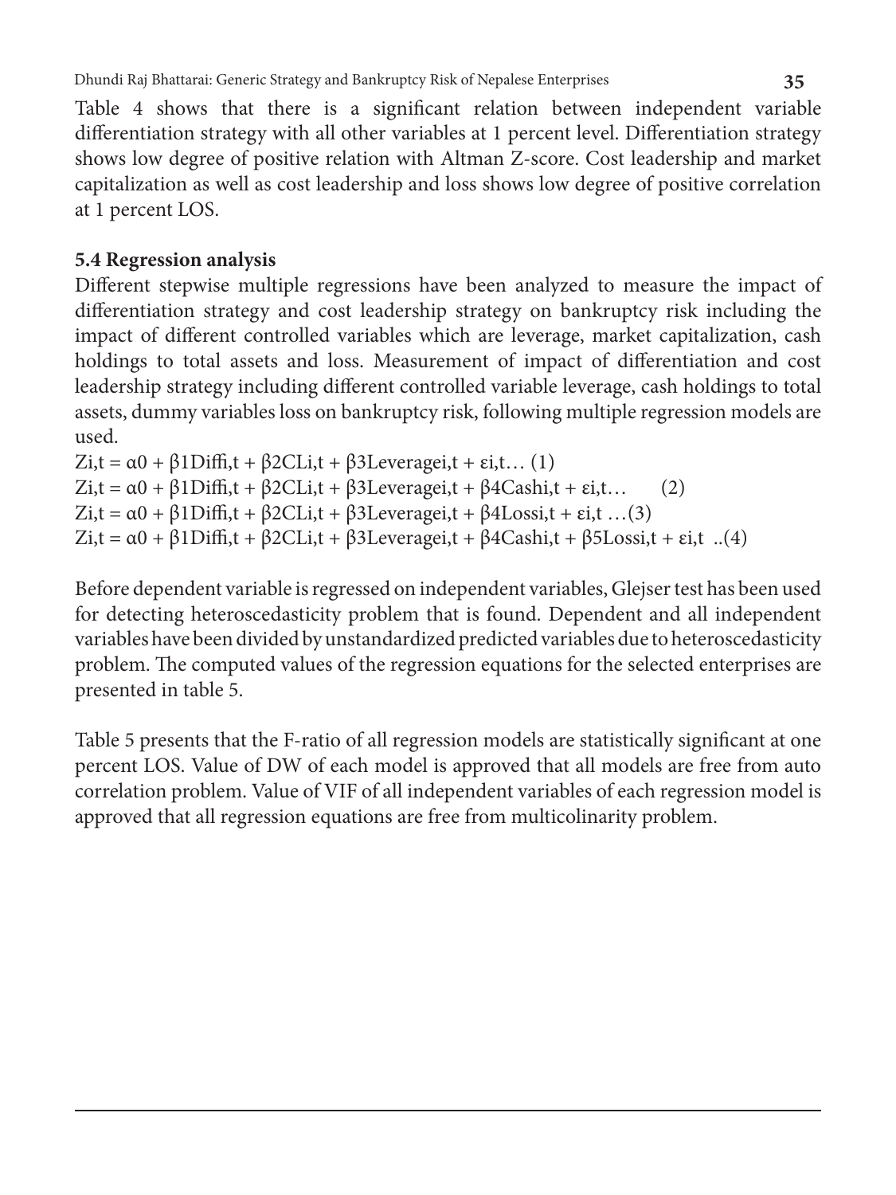Table 4 shows that there is a significant relation between independent variable differentiation strategy with all other variables at 1 percent level. Differentiation strategy shows low degree of positive relation with Altman Z-score. Cost leadership and market capitalization as well as cost leadership and loss shows low degree of positive correlation at 1 percent LOS.

### 5.4 Regression analysis

Different stepwise multiple regressions have been analyzed to measure the impact of differentiation strategy and cost leadership strategy on bankruptcy risk including the impact of different controlled variables which are leverage, market capitalization, cash holdings to total assets and loss. Measurement of impact of differentiation and cost leadership strategy including different controlled variable leverage, cash holdings to total assets, dummy variables loss on bankruptcy risk, following multiple regression models are used.

$Z_{i,t} = \alpha_0 + \beta_1 Diff_{i,t} + \beta_2 CL_{i,t} + \beta_3 Leverage_{i,t} + \varepsilon_{i,t}$… (1)

$Z_{i,t} = \alpha_0 + \beta_1 Diff_{i,t} + \beta_2 CL_{i,t} + \beta_3 Leverage_{i,t} + \beta_4 Cash_{i,t} + \varepsilon_{i,t}$… (2)

$Z_{i,t} = \alpha_0 + \beta_1 Diff_{i,t} + \beta_2 CL_{i,t} + \beta_3 Leverage_{i,t} + \beta_4 Loss_{i,t} + \varepsilon_{i,t}$ …(3)

$Z_{i,t} = \alpha_0 + \beta_1 Diff_{i,t} + \beta_2 CL_{i,t} + \beta_3 Leverage_{i,t} + \beta_4 Cash_{i,t} + \beta_5 Loss_{i,t} + \varepsilon_{i,t}$ ..(4)

Before dependent variable is regressed on independent variables, Glejser test has been used for detecting heteroscedasticity problem that is found. Dependent and all independent variables have been divided by unstandardized predicted variables due to heteroscedasticity problem. The computed values of the regression equations for the selected enterprises are presented in table 5.

Table 5 presents that the F-ratio of all regression models are statistically significant at one percent LOS. Value of DW of each model is approved that all models are free from auto correlation problem. Value of VIF of all independent variables of each regression model is approved that all regression equations are free from multicolinarity problem.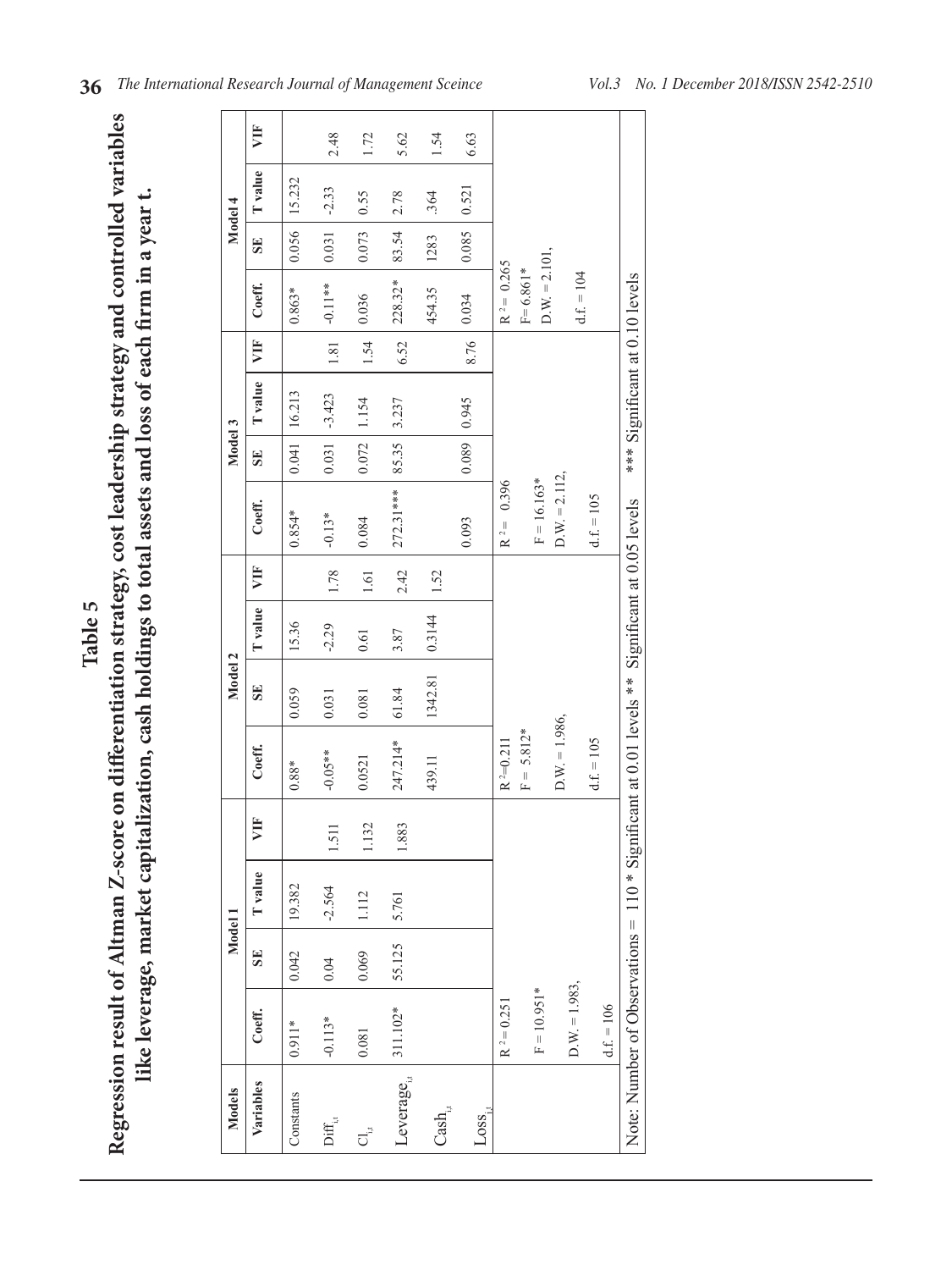**Table 5**

**Regression result of Altman Z-score on differentiation strategy, cost leadership strategy and controlled variables like leverage, market capitalization, cash holdings to total assets and loss of each firm in a year t.**

| Models | Model 1 | | | | Model 2 | | | | Model 3 | | | | Model 4 | | | |
|---|---|---|---|---|---|---|---|---|---|---|---|---|---|---|---|---|
| Variables | Coeff. | SE | T value | VIF | Coeff. | SE | T value | VIF | Coeff. | SE | T value | VIF | Coeff. | SE | T value | VIF |
| Constants | 0.911* | 0.042 | 19.382 | | 0.88* | 0.059 | 15.36 | | 0.854* | 0.041 | 16.213 | | 0.863* | 0.056 | 15.232 | |
| $Diff_{i,t}$ | -0.113* | 0.04 | -2.564 | 1.511 | -0.05** | 0.031 | -2.29 | 1.78 | -0.13* | 0.031 | -3.423 | 1.81 | -0.11** | 0.031 | -2.33 | 2.48 |
| $Cl_{i,t}$ | 0.081 | 0.069 | 1.112 | 1.132 | 0.0521 | 0.081 | 0.61 | 1.61 | 0.084 | 0.072 | 1.154 | 1.54 | 0.036 | 0.073 | 0.55 | 1.72 |
| $Leverage_{i,t}$ | 311.102* | 55.125 | 5.761 | 1.883 | 247.214* | 61.84 | 3.87 | 2.42 | 272.31*** | 85.35 | 3.237 | 6.52 | 228.32* | 83.54 | 2.78 | 5.62 |
| $Cash_{i,t}$ | | | | | 439.11 | 1342.81 | 0.3144 | 1.52 | | | | | 454.35 | 1283 | .364 | 1.54 |
| $Loss_{i,t}$ | | | | | | | | | 0.093 | 0.089 | 0.945 | 8.76 | 0.034 | 0.085 | 0.521 | 6.63 |
| | $R^2 = 0.251$ | | | | $R^2 = 0.211$ | | | | $R^2 = 0.396$ | | | | $R^2 = 0.265$ | | | |
| | F = 10.951* | | | | F = 5.812* | | | | F = 16.163* | | | | F= 6.861* | | | |
| | D.W. = 1.983, | | | | D.W. = 1.986, | | | | D.W. = 2.112, | | | | D.W. = 2.101, | | | |
| | d.f. = 106 | | | | d.f. = 105 | | | | d.f. = 105 | | | | d.f. = 104 | | | |

Note: Number of Observations = 110 * Significant at 0.01 levels ** Significant at 0.05 levels *** Significant at 0.10 levels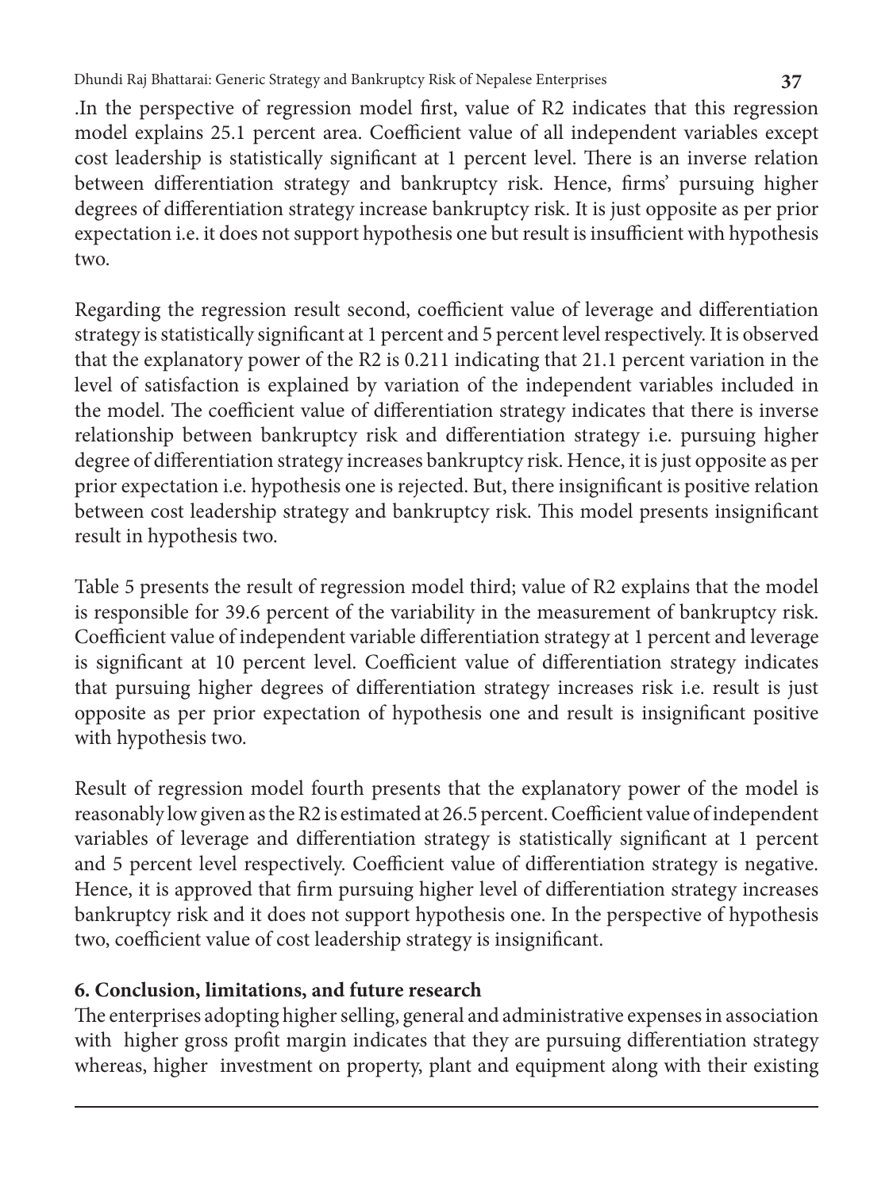.In the perspective of regression model first, value of R2 indicates that this regression model explains 25.1 percent area. Coefficient value of all independent variables except cost leadership is statistically significant at 1 percent level. There is an inverse relation between differentiation strategy and bankruptcy risk. Hence, firms' pursuing higher degrees of differentiation strategy increase bankruptcy risk. It is just opposite as per prior expectation i.e. it does not support hypothesis one but result is insufficient with hypothesis two.

Regarding the regression result second, coefficient value of leverage and differentiation strategy is statistically significant at 1 percent and 5 percent level respectively. It is observed that the explanatory power of the R2 is 0.211 indicating that 21.1 percent variation in the level of satisfaction is explained by variation of the independent variables included in the model. The coefficient value of differentiation strategy indicates that there is inverse relationship between bankruptcy risk and differentiation strategy i.e. pursuing higher degree of differentiation strategy increases bankruptcy risk. Hence, it is just opposite as per prior expectation i.e. hypothesis one is rejected. But, there insignificant is positive relation between cost leadership strategy and bankruptcy risk. This model presents insignificant result in hypothesis two.

Table 5 presents the result of regression model third; value of R2 explains that the model is responsible for 39.6 percent of the variability in the measurement of bankruptcy risk. Coefficient value of independent variable differentiation strategy at 1 percent and leverage is significant at 10 percent level. Coefficient value of differentiation strategy indicates that pursuing higher degrees of differentiation strategy increases risk i.e. result is just opposite as per prior expectation of hypothesis one and result is insignificant positive with hypothesis two.

Result of regression model fourth presents that the explanatory power of the model is reasonably low given as the R2 is estimated at 26.5 percent. Coefficient value of independent variables of leverage and differentiation strategy is statistically significant at 1 percent and 5 percent level respectively. Coefficient value of differentiation strategy is negative. Hence, it is approved that firm pursuing higher level of differentiation strategy increases bankruptcy risk and it does not support hypothesis one. In the perspective of hypothesis two, coefficient value of cost leadership strategy is insignificant.

## 6. Conclusion, limitations, and future research

The enterprises adopting higher selling, general and administrative expenses in association with higher gross profit margin indicates that they are pursuing differentiation strategy whereas, higher investment on property, plant and equipment along with their existing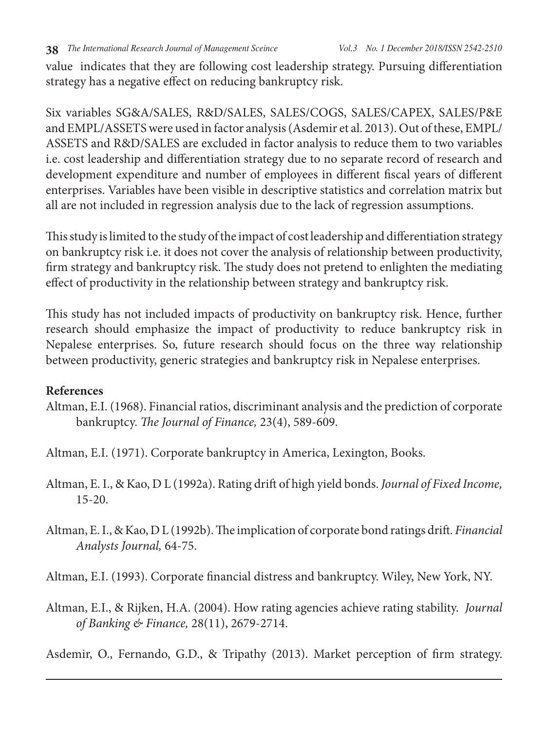value indicates that they are following cost leadership strategy. Pursuing differentiation strategy has a negative effect on reducing bankruptcy risk.

Six variables SG&A/SALES, R&D/SALES, SALES/COGS, SALES/CAPEX, SALES/P&E and EMPL/ASSETS were used in factor analysis (Asdemir et al. 2013). Out of these, EMPL/ASSETS and R&D/SALES are excluded in factor analysis to reduce them to two variables i.e. cost leadership and differentiation strategy due to no separate record of research and development expenditure and number of employees in different fiscal years of different enterprises. Variables have been visible in descriptive statistics and correlation matrix but all are not included in regression analysis due to the lack of regression assumptions.

This study is limited to the study of the impact of cost leadership and differentiation strategy on bankruptcy risk i.e. it does not cover the analysis of relationship between productivity, firm strategy and bankruptcy risk. The study does not pretend to enlighten the mediating effect of productivity in the relationship between strategy and bankruptcy risk.

This study has not included impacts of productivity on bankruptcy risk. Hence, further research should emphasize the impact of productivity to reduce bankruptcy risk in Nepalese enterprises. So, future research should focus on the three way relationship between productivity, generic strategies and bankruptcy risk in Nepalese enterprises.

**References**

Altman, E.I. (1968). Financial ratios, discriminant analysis and the prediction of corporate bankruptcy. *The Journal of Finance,* 23(4), 589-609.

Altman, E.I. (1971). Corporate bankruptcy in America, Lexington, Books.

Altman, E. I., & Kao, D L (1992a). Rating drift of high yield bonds. *Journal of Fixed Income,* 15-20.

Altman, E. I., & Kao, D L (1992b). The implication of corporate bond ratings drift. *Financial Analysts Journal,* 64-75.

Altman, E.I. (1993). Corporate financial distress and bankruptcy. Wiley, New York, NY.

Altman, E.I., & Rijken, H.A. (2004). How rating agencies achieve rating stability. *Journal of Banking & Finance,* 28(11), 2679-2714.

Asdemir, O., Fernando, G.D., & Tripathy (2013). Market perception of firm strategy.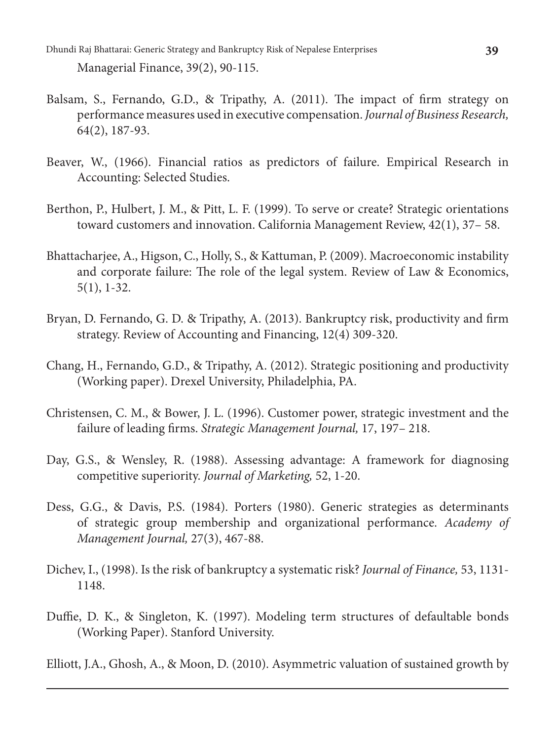Managerial Finance, 39(2), 90-115.

Balsam, S., Fernando, G.D., & Tripathy, A. (2011). The impact of firm strategy on performance measures used in executive compensation. *Journal of Business Research,* 64(2), 187-93.

Beaver, W., (1966). Financial ratios as predictors of failure. Empirical Research in Accounting: Selected Studies.

Berthon, P., Hulbert, J. M., & Pitt, L. F. (1999). To serve or create? Strategic orientations toward customers and innovation. California Management Review, 42(1), 37– 58.

Bhattacharjee, A., Higson, C., Holly, S., & Kattuman, P. (2009). Macroeconomic instability and corporate failure: The role of the legal system. Review of Law & Economics, 5(1), 1-32.

Bryan, D. Fernando, G. D. & Tripathy, A. (2013). Bankruptcy risk, productivity and firm strategy. Review of Accounting and Financing, 12(4) 309-320.

Chang, H., Fernando, G.D., & Tripathy, A. (2012). Strategic positioning and productivity (Working paper). Drexel University, Philadelphia, PA.

Christensen, C. M., & Bower, J. L. (1996). Customer power, strategic investment and the failure of leading firms. *Strategic Management Journal,* 17, 197– 218.

Day, G.S., & Wensley, R. (1988). Assessing advantage: A framework for diagnosing competitive superiority. *Journal of Marketing,* 52, 1-20.

Dess, G.G., & Davis, P.S. (1984). Porters (1980). Generic strategies as determinants of strategic group membership and organizational performance. *Academy of Management Journal,* 27(3), 467-88.

Dichev, I., (1998). Is the risk of bankruptcy a systematic risk? *Journal of Finance,* 53, 1131-1148.

Duffie, D. K., & Singleton, K. (1997). Modeling term structures of defaultable bonds (Working Paper). Stanford University.

Elliott, J.A., Ghosh, A., & Moon, D. (2010). Asymmetric valuation of sustained growth by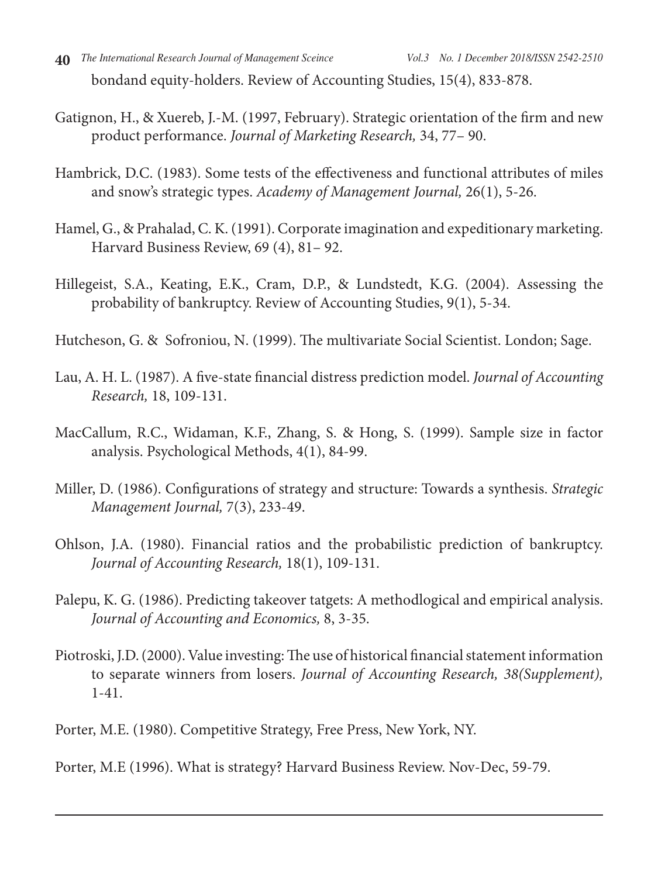bondand equity-holders. Review of Accounting Studies, 15(4), 833-878.

Gatignon, H., & Xuereb, J.-M. (1997, February). Strategic orientation of the firm and new product performance. *Journal of Marketing Research,* 34, 77– 90.

Hambrick, D.C. (1983). Some tests of the effectiveness and functional attributes of miles and snow's strategic types. *Academy of Management Journal,* 26(1), 5-26.

Hamel, G., & Prahalad, C. K. (1991). Corporate imagination and expeditionary marketing. Harvard Business Review, 69 (4), 81– 92.

Hillegeist, S.A., Keating, E.K., Cram, D.P., & Lundstedt, K.G. (2004). Assessing the probability of bankruptcy. Review of Accounting Studies, 9(1), 5-34.

Hutcheson, G. & Sofroniou, N. (1999). The multivariate Social Scientist. London; Sage.

Lau, A. H. L. (1987). A five-state financial distress prediction model. *Journal of Accounting Research,* 18, 109-131.

MacCallum, R.C., Widaman, K.F., Zhang, S. & Hong, S. (1999). Sample size in factor analysis. Psychological Methods, 4(1), 84-99.

Miller, D. (1986). Configurations of strategy and structure: Towards a synthesis. *Strategic Management Journal,* 7(3), 233-49.

Ohlson, J.A. (1980). Financial ratios and the probabilistic prediction of bankruptcy. *Journal of Accounting Research,* 18(1), 109-131.

Palepu, K. G. (1986). Predicting takeover tatgets: A methodlogical and empirical analysis. *Journal of Accounting and Economics,* 8, 3-35.

Piotroski, J.D. (2000). Value investing: The use of historical financial statement information to separate winners from losers. *Journal of Accounting Research, 38(Supplement),* 1-41.

Porter, M.E. (1980). Competitive Strategy, Free Press, New York, NY.

Porter, M.E (1996). What is strategy? Harvard Business Review. Nov-Dec, 59-79.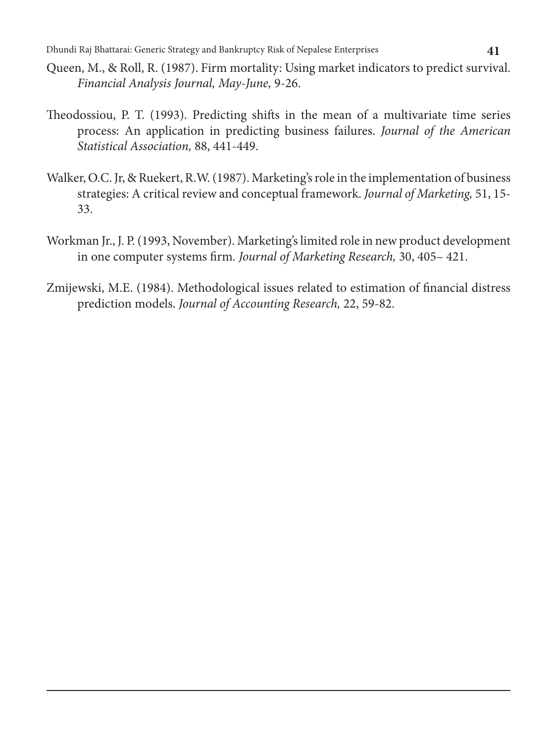Queen, M., & Roll, R. (1987). Firm mortality: Using market indicators to predict survival. *Financial Analysis Journal, May-June,* 9-26.

Theodossiou, P. T. (1993). Predicting shifts in the mean of a multivariate time series process: An application in predicting business failures. *Journal of the American Statistical Association,* 88, 441-449.

Walker, O.C. Jr, & Ruekert, R.W. (1987). Marketing's role in the implementation of business strategies: A critical review and conceptual framework. *Journal of Marketing,* 51, 15-33.

Workman Jr., J. P. (1993, November). Marketing's limited role in new product development in one computer systems firm. *Journal of Marketing Research,* 30, 405– 421.

Zmijewski, M.E. (1984). Methodological issues related to estimation of financial distress prediction models. *Journal of Accounting Research,* 22, 59-82.